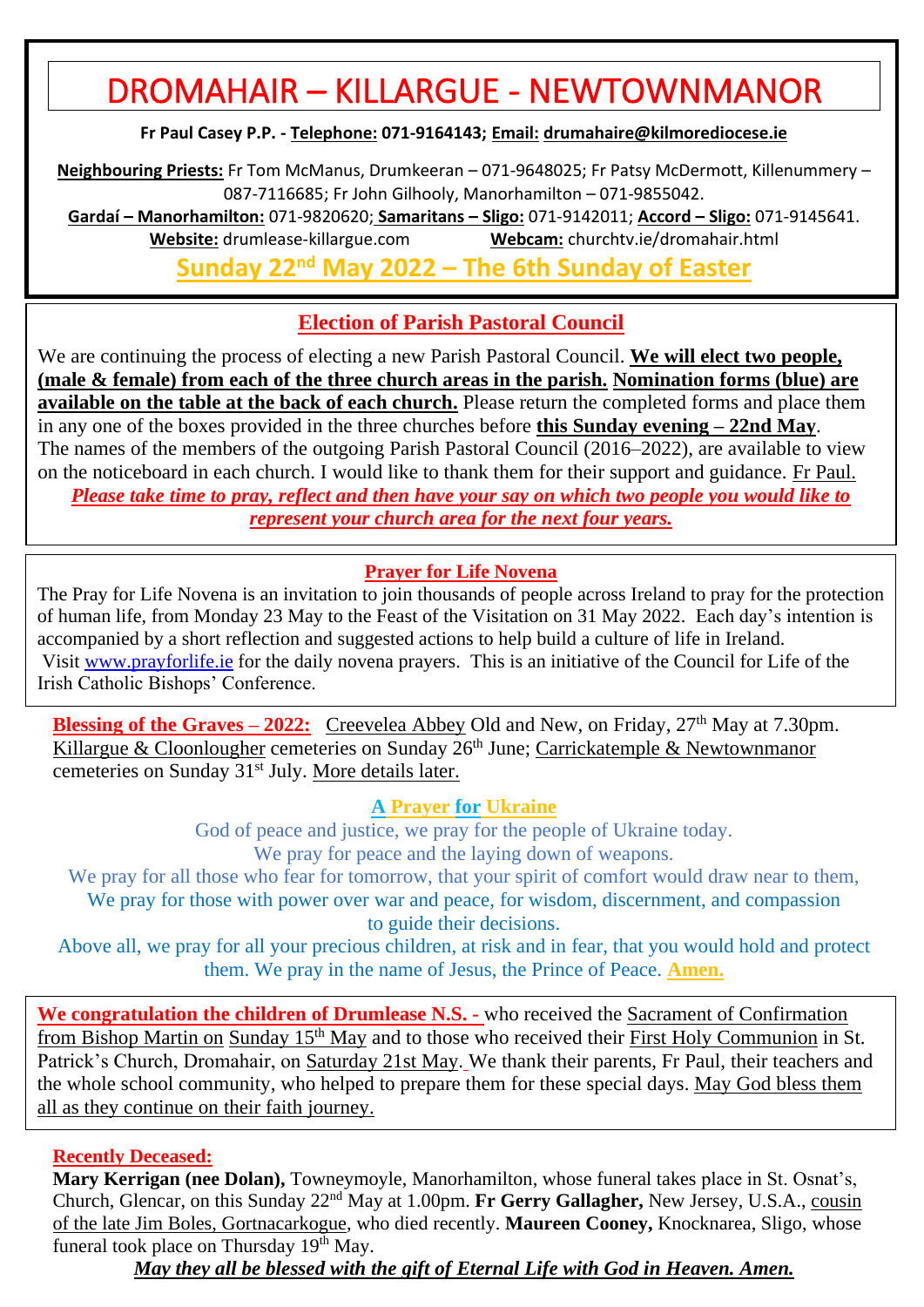# DROMAHAIR – KILLARGUE - NEWTOWNMANOR

**Fr Paul Casey P.P. - Telephone: 071-9164143; Email: drumahaire@kilmorediocese.ie**

**Neighbouring Priests:** Fr Tom McManus, Drumkeeran – 071-9648025; Fr Patsy McDermott, Killenummery – 087-7116685; Fr John Gilhooly, Manorhamilton – 071-9855042.

**Gardaí – Manorhamilton:** 071-9820620; **Samaritans – Sligo:** 071-9142011; **Accord – Sligo:** 071-9145641.

**Website:** drumlease-killargue.com **Webcam:** churchtv.ie/dromahair.html

## Sunday 22nd May 2022 – The 6th Sunday of Easter

### Election of Parish Pastoral Council

We are continuing the process of electing a new Parish Pastoral Council. **We will elect two people, (male & female) from each of the three church areas in the parish. Nomination forms (blue) are available on the table at the back of each church.** Please return the completed forms and place them in any one of the boxes provided in the three churches before **this Sunday evening – 22nd May**. The names of the members of the outgoing Parish Pastoral Council (2016–2022), are available to view on the noticeboard in each church. I would like to thank them for their support and guidance. Fr Paul.

***Please take time to pray, reflect and then have your say on which two people you would like to represent your church area for the next four years.***

### Prayer for Life Novena

The Pray for Life Novena is an invitation to join thousands of people across Ireland to pray for the protection of human life, from Monday 23 May to the Feast of the Visitation on 31 May 2022. Each day's intention is accompanied by a short reflection and suggested actions to help build a culture of life in Ireland. Visit www.prayforlife.ie for the daily novena prayers. This is an initiative of the Council for Life of the Irish Catholic Bishops' Conference.

**Blessing of the Graves – 2022:** Creevelea Abbey Old and New, on Friday, 27th May at 7.30pm. Killargue & Cloonlougher cemeteries on Sunday 26th June; Carrickatemple & Newtownmanor cemeteries on Sunday 31st July. More details later.

### A Prayer for Ukraine

God of peace and justice, we pray for the people of Ukraine today.
We pray for peace and the laying down of weapons.
We pray for all those who fear for tomorrow, that your spirit of comfort would draw near to them,
We pray for those with power over war and peace, for wisdom, discernment, and compassion to guide their decisions.
Above all, we pray for all your precious children, at risk and in fear, that you would hold and protect them. We pray in the name of Jesus, the Prince of Peace. **Amen.**

**We congratulation the children of Drumlease N.S. -** who received the Sacrament of Confirmation from Bishop Martin on Sunday 15th May and to those who received their First Holy Communion in St. Patrick's Church, Dromahair, on Saturday 21st May. We thank their parents, Fr Paul, their teachers and the whole school community, who helped to prepare them for these special days. May God bless them all as they continue on their faith journey.

**Recently Deceased:**

**Mary Kerrigan (nee Dolan),** Towneymoyle, Manorhamilton, whose funeral takes place in St. Osnat's, Church, Glencar, on this Sunday 22nd May at 1.00pm. **Fr Gerry Gallagher,** New Jersey, U.S.A., cousin of the late Jim Boles, Gortnacarkogue, who died recently. **Maureen Cooney,** Knocknarea, Sligo, whose funeral took place on Thursday 19th May.

***May they all be blessed with the gift of Eternal Life with God in Heaven. Amen.***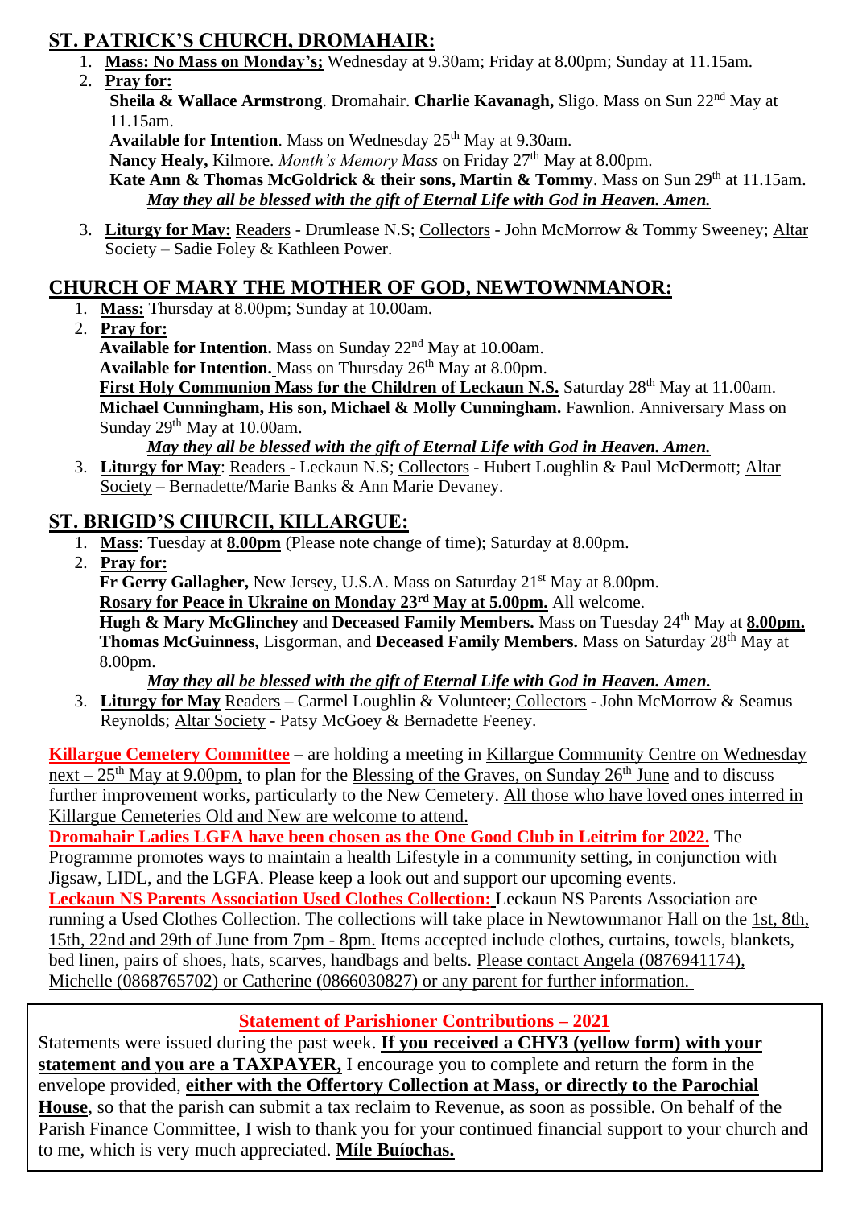## ST. PATRICK'S CHURCH, DROMAHAIR:

1. **Mass: No Mass on Monday's;** Wednesday at 9.30am; Friday at 8.00pm; Sunday at 11.15am.
2. **Pray for:**
   **Sheila & Wallace Armstrong**. Dromahair. **Charlie Kavanagh,** Sligo. Mass on Sun 22nd May at 11.15am.
   **Available for Intention**. Mass on Wednesday 25th May at 9.30am.
   **Nancy Healy,** Kilmore. *Month's Memory Mass* on Friday 27th May at 8.00pm.
   **Kate Ann & Thomas McGoldrick & their sons, Martin & Tommy**. Mass on Sun 29th at 11.15am.
   ***May they all be blessed with the gift of Eternal Life with God in Heaven. Amen.***
3. **Liturgy for May:** Readers - Drumlease N.S; Collectors - John McMorrow & Tommy Sweeney; Altar Society – Sadie Foley & Kathleen Power.

## CHURCH OF MARY THE MOTHER OF GOD, NEWTOWNMANOR:

1. **Mass:** Thursday at 8.00pm; Sunday at 10.00am.
2. **Pray for:**
   **Available for Intention.** Mass on Sunday 22nd May at 10.00am.
   **Available for Intention.** Mass on Thursday 26th May at 8.00pm.
   **First Holy Communion Mass for the Children of Leckaun N.S.** Saturday 28th May at 11.00am.
   **Michael Cunningham, His son, Michael & Molly Cunningham.** Fawnlion. Anniversary Mass on Sunday 29th May at 10.00am.
   ***May they all be blessed with the gift of Eternal Life with God in Heaven. Amen.***
3. **Liturgy for May**: Readers - Leckaun N.S; Collectors - Hubert Loughlin & Paul McDermott; Altar Society – Bernadette/Marie Banks & Ann Marie Devaney.

## ST. BRIGID'S CHURCH, KILLARGUE:

1. **Mass**: Tuesday at **8.00pm** (Please note change of time); Saturday at 8.00pm.
2. **Pray for:**
   **Fr Gerry Gallagher,** New Jersey, U.S.A. Mass on Saturday 21st May at 8.00pm.
   **Rosary for Peace in Ukraine on Monday 23rd May at 5.00pm.** All welcome.
   **Hugh & Mary McGlinchey** and **Deceased Family Members.** Mass on Tuesday 24th May at **8.00pm.**
   **Thomas McGuinness,** Lisgorman, and **Deceased Family Members.** Mass on Saturday 28th May at 8.00pm.
   ***May they all be blessed with the gift of Eternal Life with God in Heaven. Amen.***
3. **Liturgy for May** Readers – Carmel Loughlin & Volunteer; Collectors - John McMorrow & Seamus Reynolds; Altar Society - Patsy McGoey & Bernadette Feeney.

**Killargue Cemetery Committee** – are holding a meeting in Killargue Community Centre on Wednesday next – 25th May at 9.00pm, to plan for the Blessing of the Graves, on Sunday 26th June and to discuss further improvement works, particularly to the New Cemetery. All those who have loved ones interred in Killargue Cemeteries Old and New are welcome to attend.

**Dromahair Ladies LGFA have been chosen as the One Good Club in Leitrim for 2022.** The Programme promotes ways to maintain a health Lifestyle in a community setting, in conjunction with Jigsaw, LIDL, and the LGFA. Please keep a look out and support our upcoming events.

**Leckaun NS Parents Association Used Clothes Collection:** Leckaun NS Parents Association are running a Used Clothes Collection. The collections will take place in Newtownmanor Hall on the 1st, 8th, 15th, 22nd and 29th of June from 7pm - 8pm. Items accepted include clothes, curtains, towels, blankets, bed linen, pairs of shoes, hats, scarves, handbags and belts. Please contact Angela (0876941174), Michelle (0868765702) or Catherine (0866030827) or any parent for further information.

**Statement of Parishioner Contributions – 2021**

Statements were issued during the past week. **If you received a CHY3 (yellow form) with your statement and you are a TAXPAYER,** I encourage you to complete and return the form in the envelope provided, **either with the Offertory Collection at Mass, or directly to the Parochial House**, so that the parish can submit a tax reclaim to Revenue, as soon as possible. On behalf of the Parish Finance Committee, I wish to thank you for your continued financial support to your church and to me, which is very much appreciated. **Míle Buíochas.**